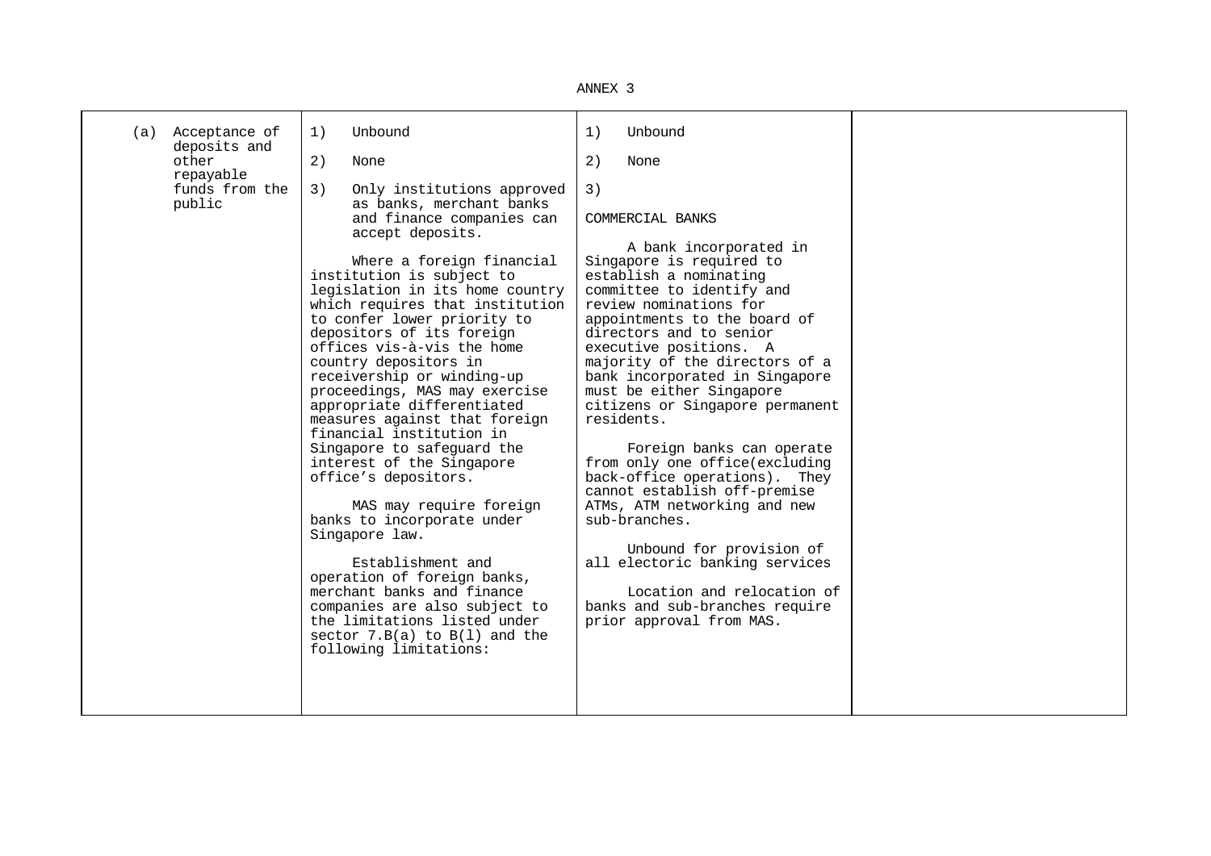ANNEX 3

| | | | |
|---|---|---|---|
| (a) Acceptance of deposits and other repayable funds from the public | 1) Unbound<br><br>2) None<br><br>3) Only institutions approved as banks, merchant banks and finance companies can accept deposits.<br><br>Where a foreign financial institution is subject to legislation in its home country which requires that institution to confer lower priority to depositors of its foreign offices vis-à-vis the home country depositors in receivership or winding-up proceedings, MAS may exercise appropriate differentiated measures against that foreign financial institution in Singapore to safeguard the interest of the Singapore office's depositors.<br><br>MAS may require foreign banks to incorporate under Singapore law.<br><br>Establishment and operation of foreign banks, merchant banks and finance companies are also subject to the limitations listed under sector 7.B(a) to B(l) and the following limitations: | 1) Unbound<br><br>2) None<br><br>3)<br><br>COMMERCIAL BANKS<br><br>A bank incorporated in Singapore is required to establish a nominating committee to identify and review nominations for appointments to the board of directors and to senior executive positions. A majority of the directors of a bank incorporated in Singapore must be either Singapore citizens or Singapore permanent residents.<br><br>Foreign banks can operate from only one office(excluding back-office operations). They cannot establish off-premise ATMs, ATM networking and new sub-branches.<br><br>Unbound for provision of all electoric banking services<br><br>Location and relocation of banks and sub-branches require prior approval from MAS. | |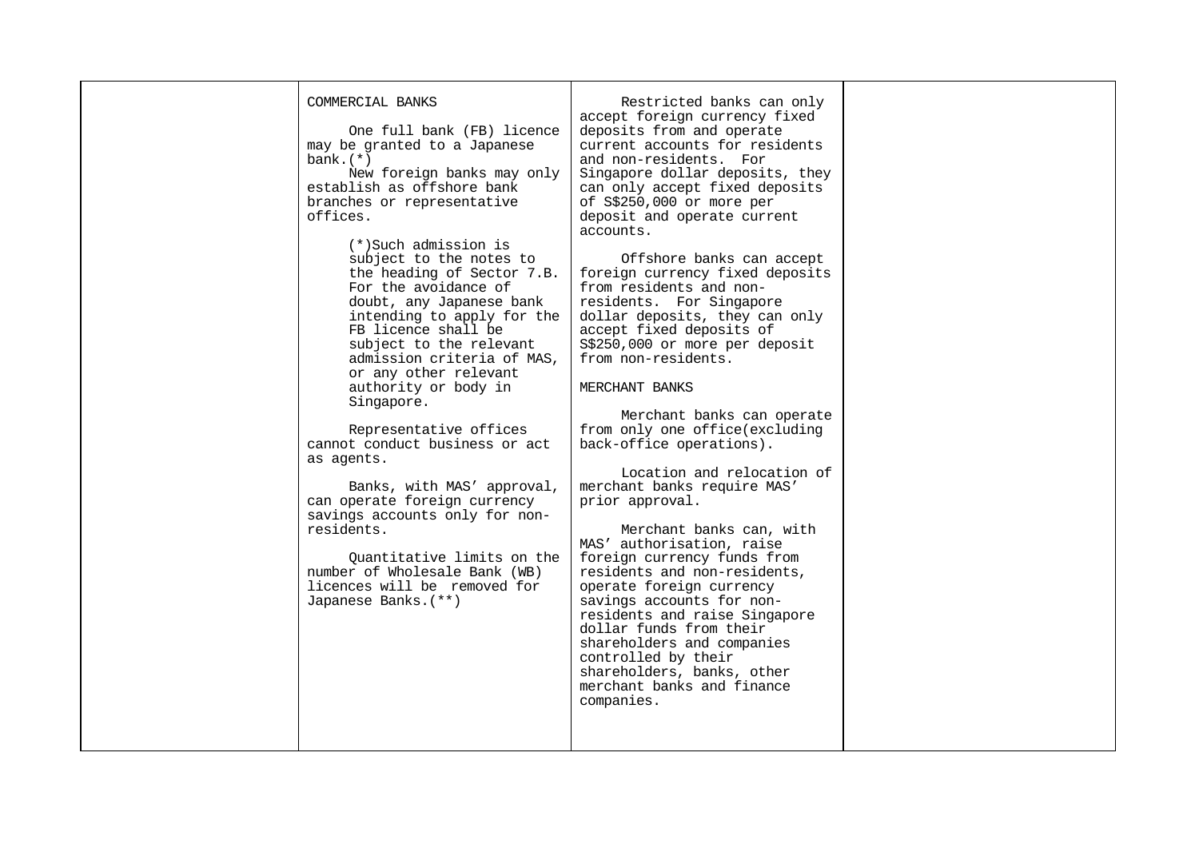| | | | |
|---|---|---|---|
| | COMMERCIAL BANKS<br><br>One full bank (FB) licence may be granted to a Japanese bank.(*)<br>New foreign banks may only establish as offshore bank branches or representative offices.<br><br>(*)Such admission is subject to the notes to the heading of Sector 7.B. For the avoidance of doubt, any Japanese bank intending to apply for the FB licence shall be subject to the relevant admission criteria of MAS, or any other relevant authority or body in Singapore.<br><br>Representative offices cannot conduct business or act as agents.<br><br>Banks, with MAS' approval, can operate foreign currency savings accounts only for non-residents.<br><br>Quantitative limits on the number of Wholesale Bank (WB) licences will be removed for Japanese Banks.(**) | Restricted banks can only accept foreign currency fixed deposits from and operate current accounts for residents and non-residents. For Singapore dollar deposits, they can only accept fixed deposits of S$250,000 or more per deposit and operate current accounts.<br><br>Offshore banks can accept foreign currency fixed deposits from residents and non-residents. For Singapore dollar deposits, they can only accept fixed deposits of S$250,000 or more per deposit from non-residents.<br><br>MERCHANT BANKS<br><br>Merchant banks can operate from only one office(excluding back-office operations).<br><br>Location and relocation of merchant banks require MAS' prior approval.<br><br>Merchant banks can, with MAS' authorisation, raise foreign currency funds from residents and non-residents, operate foreign currency savings accounts for non-residents and raise Singapore dollar funds from their shareholders and companies controlled by their shareholders, banks, other merchant banks and finance companies. | |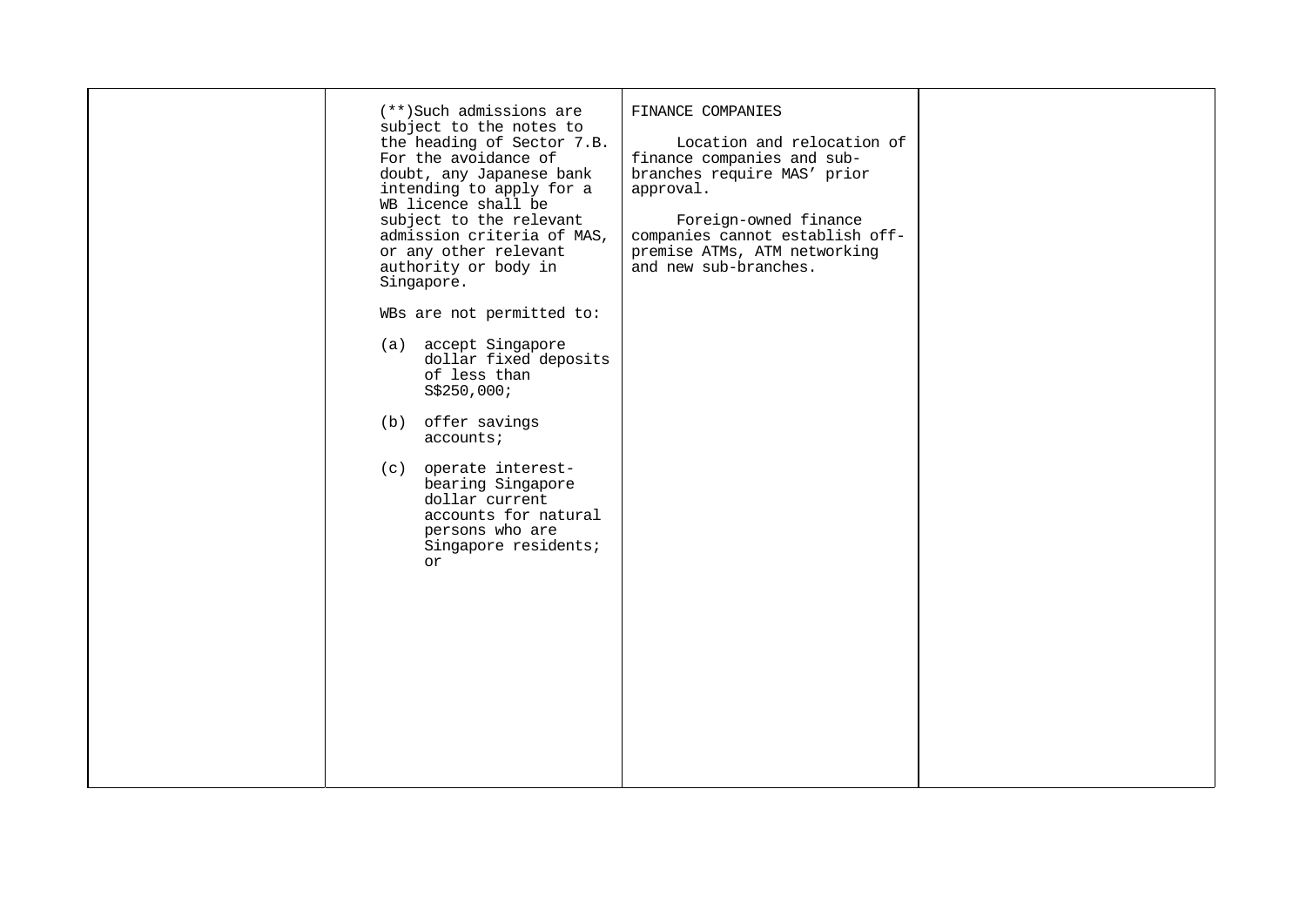| | | | |
|---|---|---|---|
| | (**)Such admissions are subject to the notes to the heading of Sector 7.B. For the avoidance of doubt, any Japanese bank intending to apply for a WB licence shall be subject to the relevant admission criteria of MAS, or any other relevant authority or body in Singapore.<br><br>WBs are not permitted to:<br><br>(a) accept Singapore dollar fixed deposits of less than S$250,000;<br><br>(b) offer savings accounts;<br><br>(c) operate interest-bearing Singapore dollar current accounts for natural persons who are Singapore residents; or | FINANCE COMPANIES<br><br>Location and relocation of finance companies and sub-branches require MAS' prior approval.<br><br>Foreign-owned finance companies cannot establish off-premise ATMs, ATM networking and new sub-branches. | |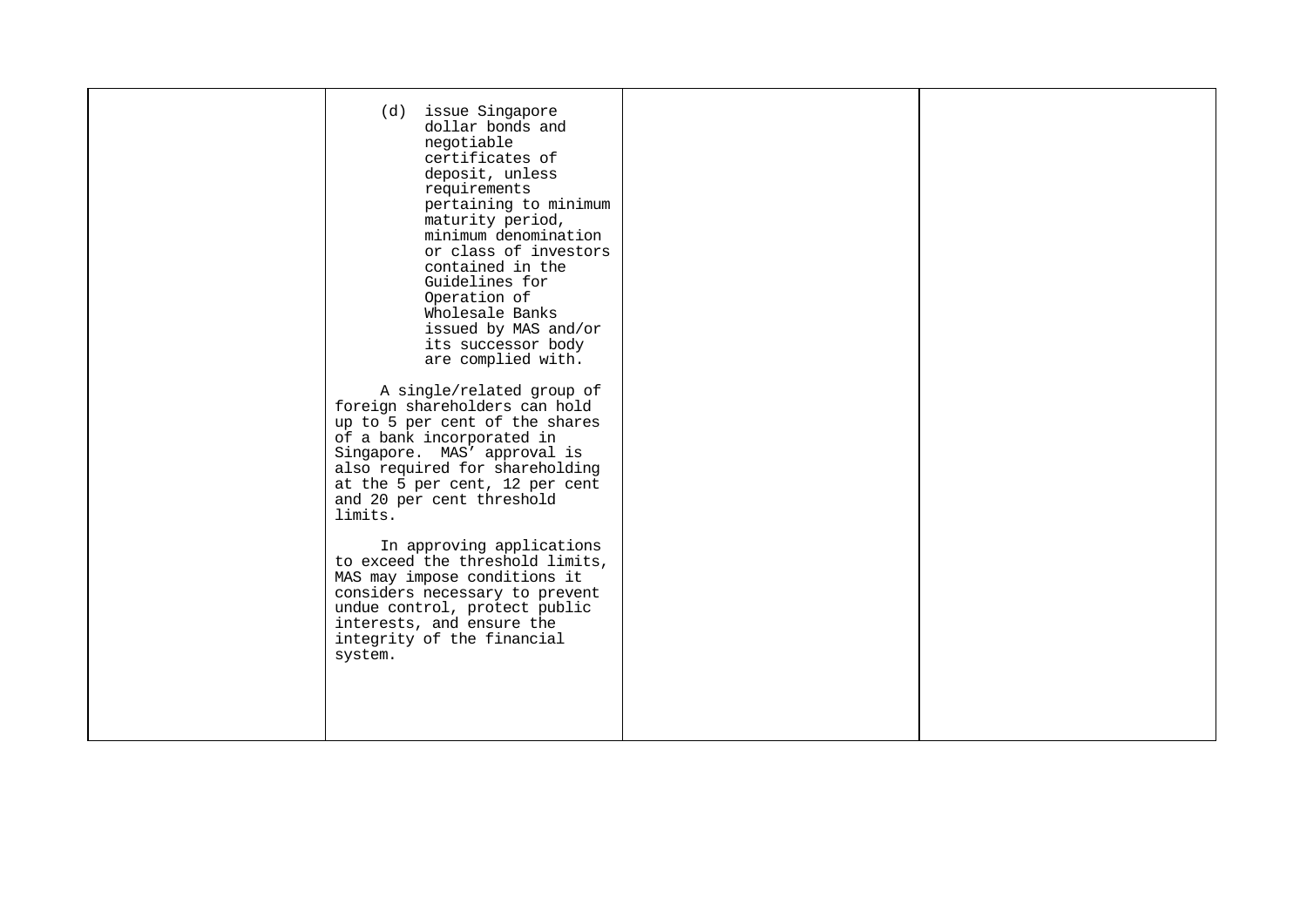| | | | |
|---|---|---|---|
| | (d) issue Singapore dollar bonds and negotiable certificates of deposit, unless requirements pertaining to minimum maturity period, minimum denomination or class of investors contained in the Guidelines for Operation of Wholesale Banks issued by MAS and/or its successor body are complied with.<br><br>A single/related group of foreign shareholders can hold up to 5 per cent of the shares of a bank incorporated in Singapore. MAS' approval is also required for shareholding at the 5 per cent, 12 per cent and 20 per cent threshold limits.<br><br>In approving applications to exceed the threshold limits, MAS may impose conditions it considers necessary to prevent undue control, protect public interests, and ensure the integrity of the financial system. | | |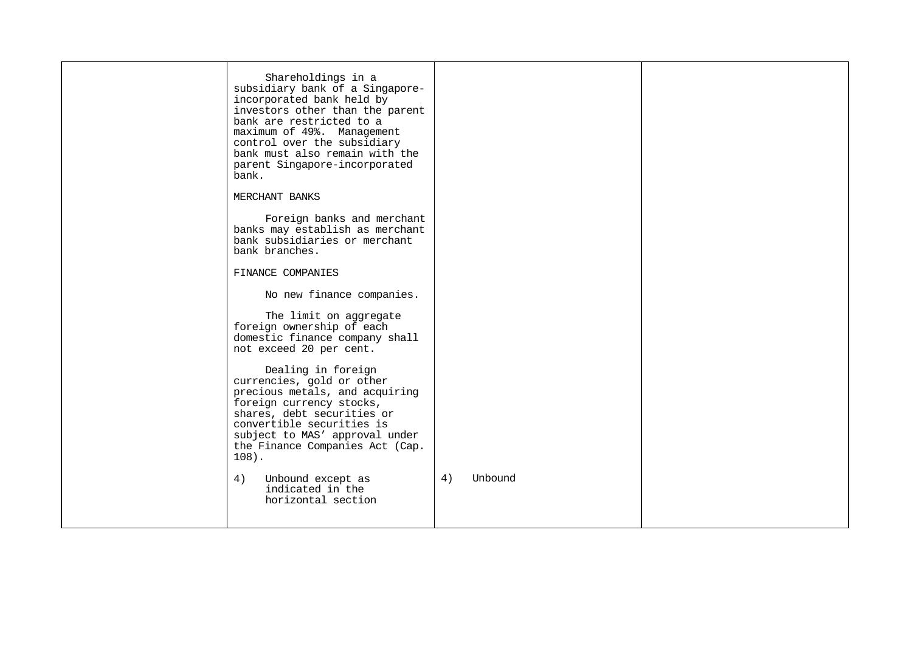| | | | |
|---|---|---|---|
| | Shareholdings in a subsidiary bank of a Singapore-incorporated bank held by investors other than the parent bank are restricted to a maximum of 49%. Management control over the subsidiary bank must also remain with the parent Singapore-incorporated bank.<br><br>MERCHANT BANKS<br><br>Foreign banks and merchant banks may establish as merchant bank subsidiaries or merchant bank branches.<br><br>FINANCE COMPANIES<br><br>No new finance companies.<br><br>The limit on aggregate foreign ownership of each domestic finance company shall not exceed 20 per cent.<br><br>Dealing in foreign currencies, gold or other precious metals, and acquiring foreign currency stocks, shares, debt securities or convertible securities is subject to MAS' approval under the Finance Companies Act (Cap. 108).<br><br>4) Unbound except as indicated in the horizontal section | 4) Unbound | |